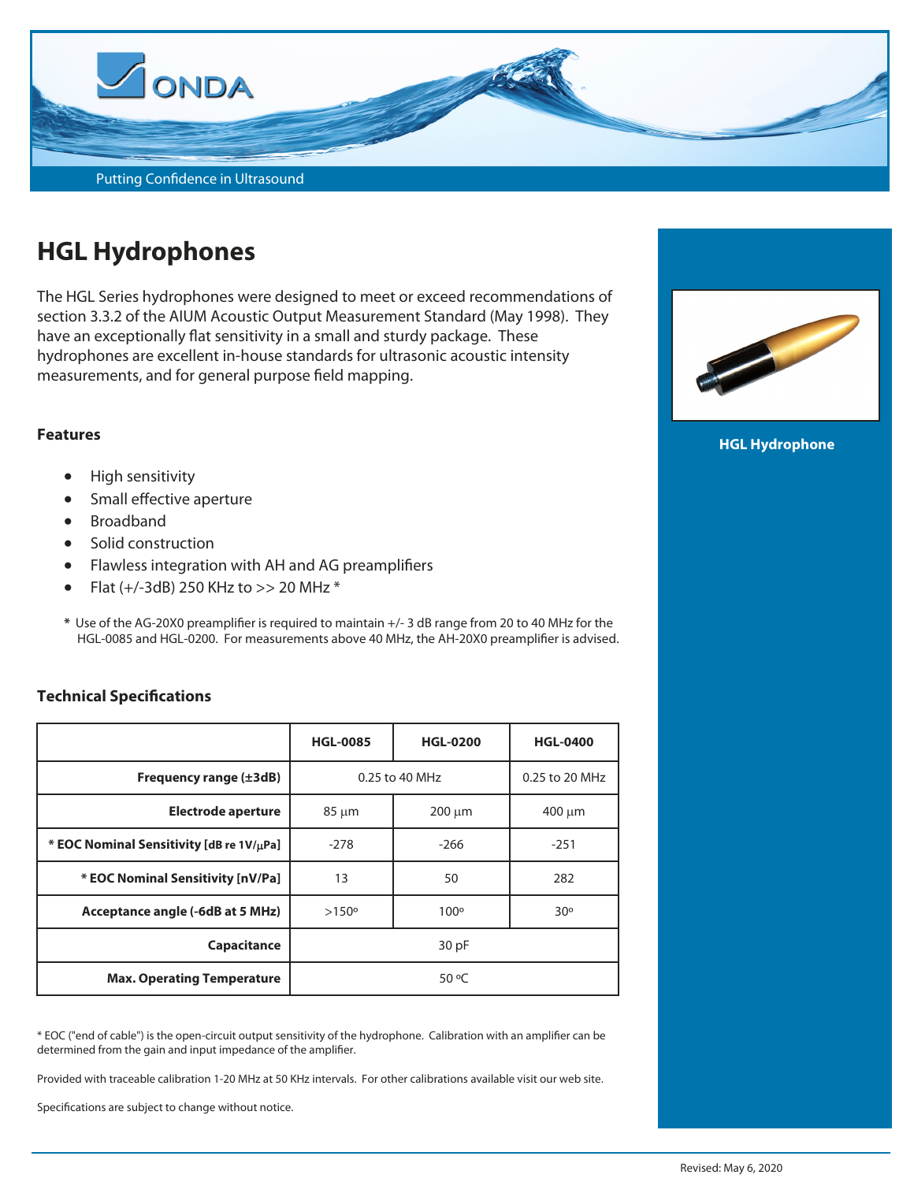ONDA

Putting Confidence in Ultrasound

# HGL Hydrophones

The HGL Series hydrophones were designed to meet or exceed recommendations of section 3.3.2 of the AIUM Acoustic Output Measurement Standard (May 1998). They have an exceptionally flat sensitivity in a small and sturdy package. These hydrophones are excellent in-house standards for ultrasonic acoustic intensity measurements, and for general purpose field mapping.

HGL Hydrophone

### Features

- High sensitivity
- Small effective aperture
- Broadband
- Solid construction
- Flawless integration with AH and AG preamplifiers
- Flat (+/-3dB) 250 KHz to >> 20 MHz *

\* Use of the AG-20X0 preamplifier is required to maintain +/- 3 dB range from 20 to 40 MHz for the HGL-0085 and HGL-0200. For measurements above 40 MHz, the AH-20X0 preamplifier is advised.

### Technical Specifications

| | HGL-0085 | HGL-0200 | HGL-0400 |
|---|---|---|---|
| **Frequency range (±3dB)** | 0.25 to 40 MHz | | 0.25 to 20 MHz |
| **Electrode aperture** | 85 μm | 200 μm | 400 μm |
| **\* EOC Nominal Sensitivity [dB re 1V/μPa]** | -278 | -266 | -251 |
| **\* EOC Nominal Sensitivity [nV/Pa]** | 13 | 50 | 282 |
| **Acceptance angle (-6dB at 5 MHz)** | >150º | 100º | 30º |
| **Capacitance** | 30 pF | | |
| **Max. Operating Temperature** | 50 ºC | | |

\* EOC ("end of cable") is the open-circuit output sensitivity of the hydrophone. Calibration with an amplifier can be determined from the gain and input impedance of the amplifier.

Provided with traceable calibration 1-20 MHz at 50 KHz intervals. For other calibrations available visit our web site.

Specifications are subject to change without notice.

Revised: May 6, 2020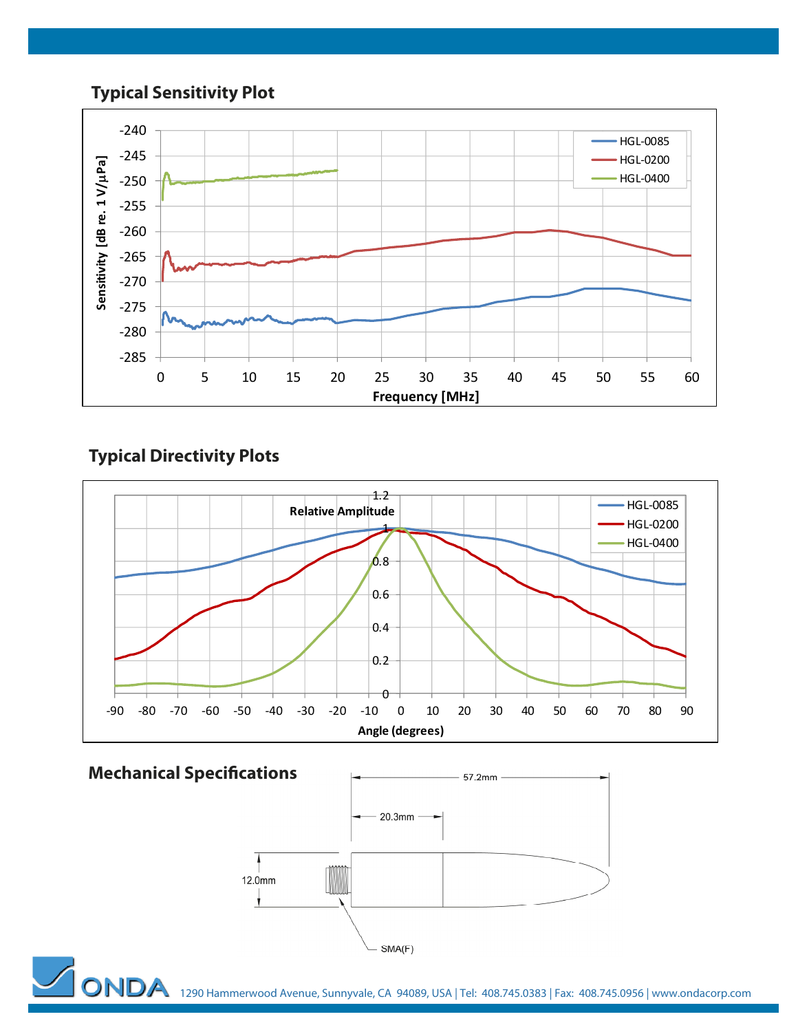## Typical Sensitivity Plot

Sensitivity [dB re. 1 V/μPa]

-240
-245
-250
-255
-260
-265
-270
-275
-280
-285

0 5 10 15 20 25 30 35 40 45 50 55 60

Frequency [MHz]

HGL-0085
HGL-0200
HGL-0400

## Typical Directivity Plots

Relative Amplitude

1.2
1
0.8
0.6
0.4
0.2
0

-90 -80 -70 -60 -50 -40 -30 -20 -10 0 10 20 30 40 50 60 70 80 90

Angle (degrees)

HGL-0085
HGL-0200
HGL-0400

## Mechanical Specifications

57.2mm

20.3mm

12.0mm

SMA(F)

1290 Hammerwood Avenue, Sunnyvale, CA 94089, USA | Tel: 408.745.0383 | Fax: 408.745.0956 | www.ondacorp.com